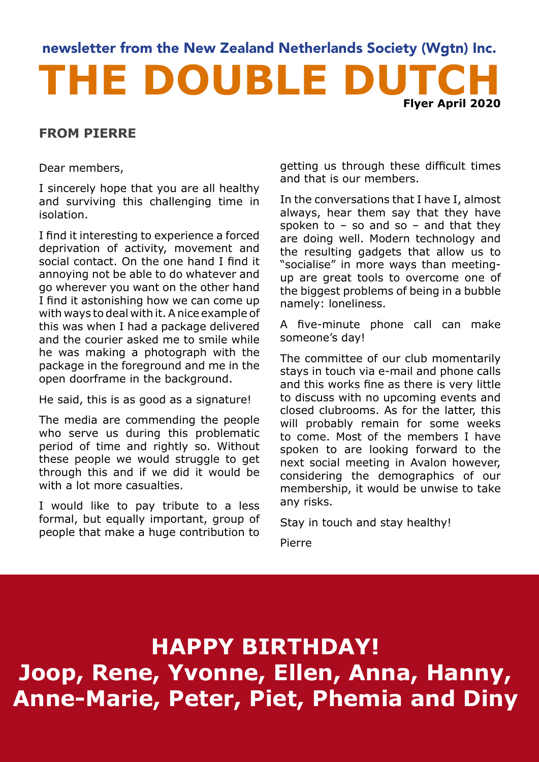newsletter from the New Zealand Netherlands Society (Wgtn) Inc.

# THE DOUBLE DUTCH

**Flyer April 2020**

## FROM PIERRE

Dear members,

I sincerely hope that you are all healthy and surviving this challenging time in isolation.

I find it interesting to experience a forced deprivation of activity, movement and social contact. On the one hand I find it annoying not be able to do whatever and go wherever you want on the other hand I find it astonishing how we can come up with ways to deal with it. A nice example of this was when I had a package delivered and the courier asked me to smile while he was making a photograph with the package in the foreground and me in the open doorframe in the background.

He said, this is as good as a signature!

The media are commending the people who serve us during this problematic period of time and rightly so. Without these people we would struggle to get through this and if we did it would be with a lot more casualties.

I would like to pay tribute to a less formal, but equally important, group of people that make a huge contribution to getting us through these difficult times and that is our members.

In the conversations that I have I, almost always, hear them say that they have spoken to – so and so – and that they are doing well. Modern technology and the resulting gadgets that allow us to "socialise" in more ways than meeting-up are great tools to overcome one of the biggest problems of being in a bubble namely: loneliness.

A five-minute phone call can make someone's day!

The committee of our club momentarily stays in touch via e-mail and phone calls and this works fine as there is very little to discuss with no upcoming events and closed clubrooms. As for the latter, this will probably remain for some weeks to come. Most of the members I have spoken to are looking forward to the next social meeting in Avalon however, considering the demographics of our membership, it would be unwise to take any risks.

Stay in touch and stay healthy!

Pierre

## HAPPY BIRTHDAY!

**Joop, Rene, Yvonne, Ellen, Anna, Hanny, Anne-Marie, Peter, Piet, Phemia and Diny**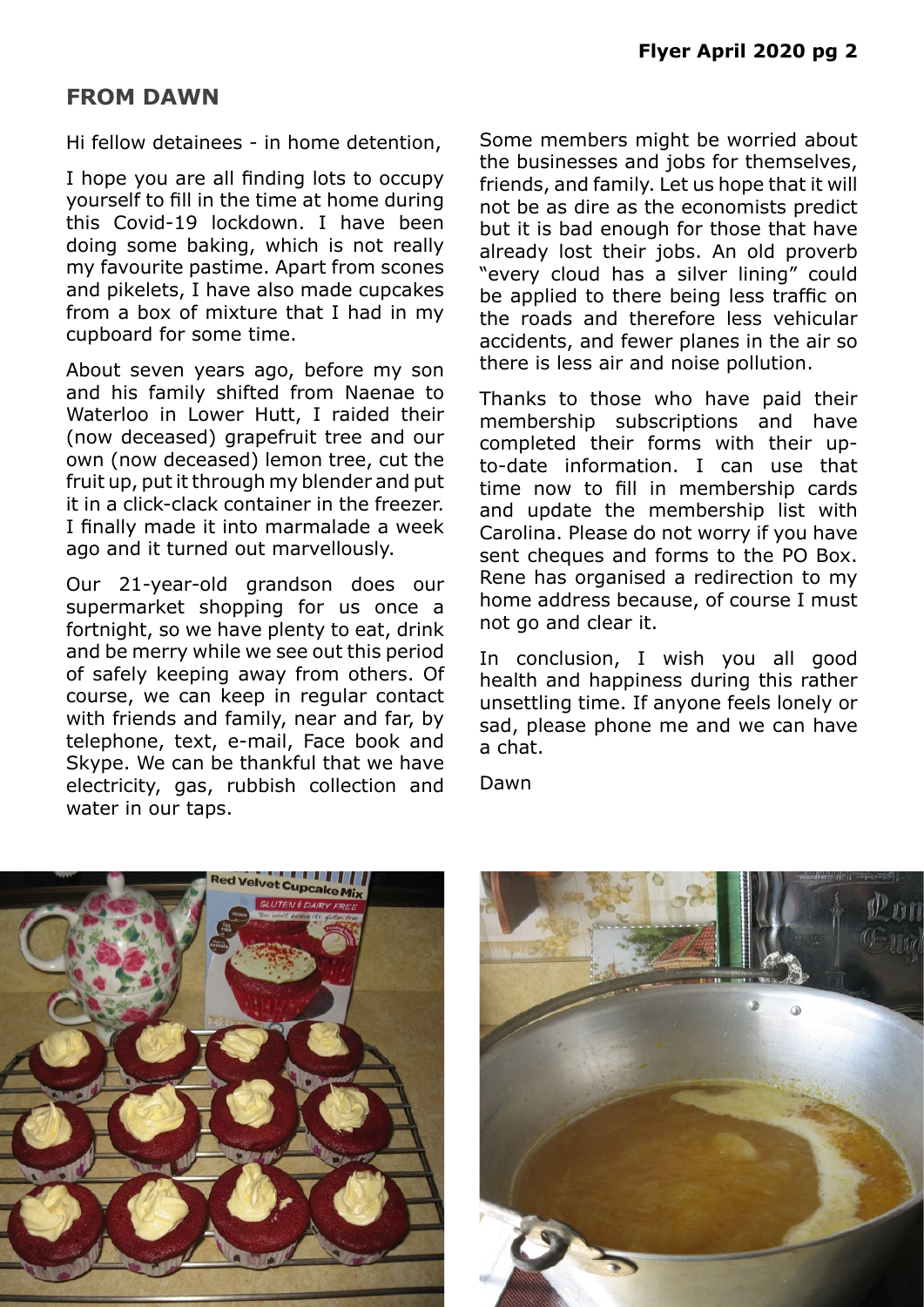## FROM DAWN

Hi fellow detainees - in home detention,

I hope you are all finding lots to occupy yourself to fill in the time at home during this Covid-19 lockdown. I have been doing some baking, which is not really my favourite pastime. Apart from scones and pikelets, I have also made cupcakes from a box of mixture that I had in my cupboard for some time.

About seven years ago, before my son and his family shifted from Naenae to Waterloo in Lower Hutt, I raided their (now deceased) grapefruit tree and our own (now deceased) lemon tree, cut the fruit up, put it through my blender and put it in a click-clack container in the freezer. I finally made it into marmalade a week ago and it turned out marvellously.

Our 21-year-old grandson does our supermarket shopping for us once a fortnight, so we have plenty to eat, drink and be merry while we see out this period of safely keeping away from others. Of course, we can keep in regular contact with friends and family, near and far, by telephone, text, e-mail, Face book and Skype. We can be thankful that we have electricity, gas, rubbish collection and water in our taps.

Some members might be worried about the businesses and jobs for themselves, friends, and family. Let us hope that it will not be as dire as the economists predict but it is bad enough for those that have already lost their jobs. An old proverb "every cloud has a silver lining" could be applied to there being less traffic on the roads and therefore less vehicular accidents, and fewer planes in the air so there is less air and noise pollution.

Thanks to those who have paid their membership subscriptions and have completed their forms with their up-to-date information. I can use that time now to fill in membership cards and update the membership list with Carolina. Please do not worry if you have sent cheques and forms to the PO Box. Rene has organised a redirection to my home address because, of course I must not go and clear it.

In conclusion, I wish you all good health and happiness during this rather unsettling time. If anyone feels lonely or sad, please phone me and we can have a chat.

Dawn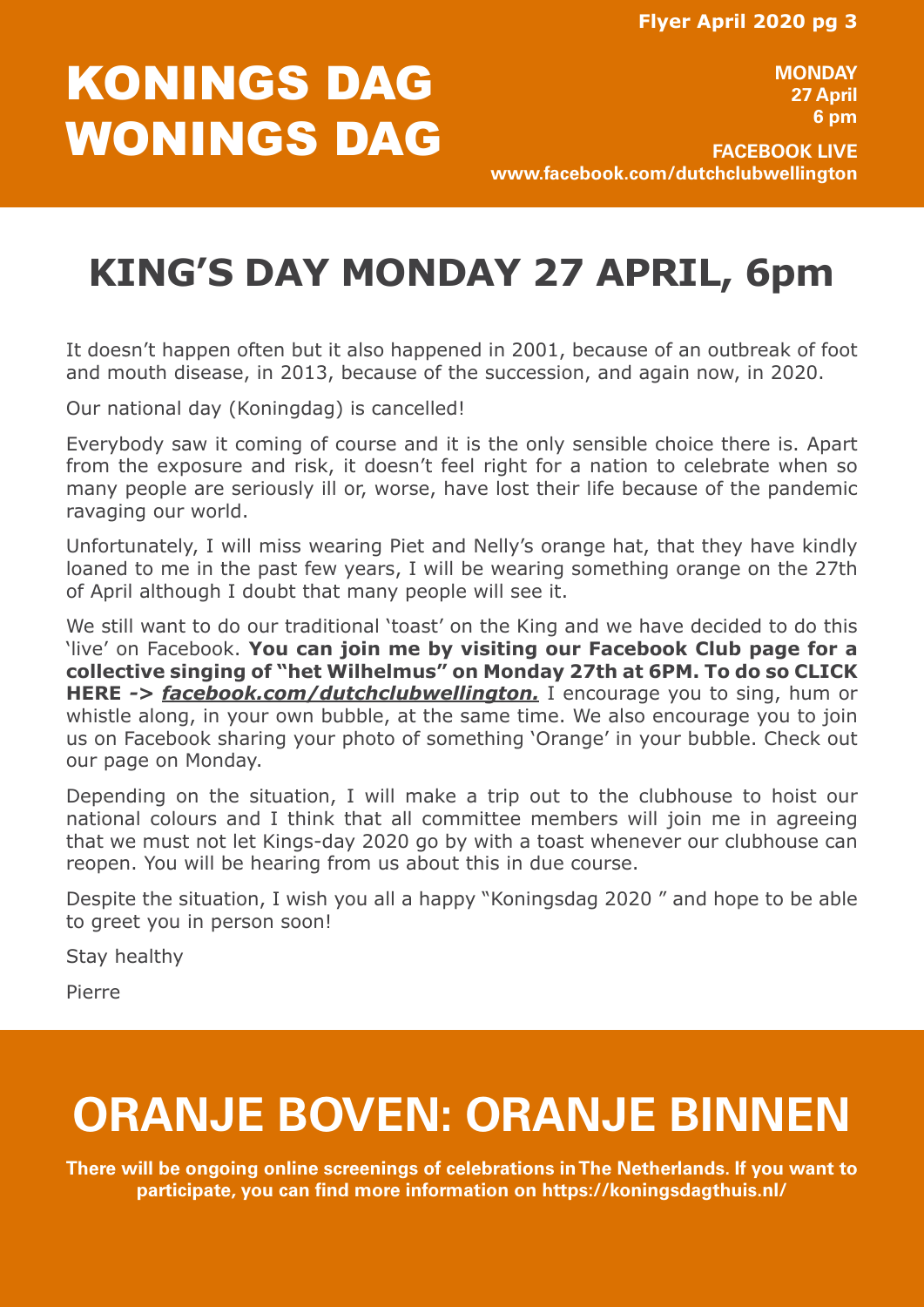# KONINGS DAG WONINGS DAG

**MONDAY**
**27 April**
**6 pm**

**FACEBOOK LIVE**
**www.facebook.com/dutchclubwellington**

## KING'S DAY MONDAY 27 APRIL, 6pm

It doesn't happen often but it also happened in 2001, because of an outbreak of foot and mouth disease, in 2013, because of the succession, and again now, in 2020.

Our national day (Koningdag) is cancelled!

Everybody saw it coming of course and it is the only sensible choice there is. Apart from the exposure and risk, it doesn't feel right for a nation to celebrate when so many people are seriously ill or, worse, have lost their life because of the pandemic ravaging our world.

Unfortunately, I will miss wearing Piet and Nelly's orange hat, that they have kindly loaned to me in the past few years, I will be wearing something orange on the 27th of April although I doubt that many people will see it.

We still want to do our traditional 'toast' on the King and we have decided to do this 'live' on Facebook. **You can join me by visiting our Facebook Club page for a collective singing of "het Wilhelmus" on Monday 27th at 6PM. To do so CLICK HERE ->** ***facebook.com/dutchclubwellington.*** I encourage you to sing, hum or whistle along, in your own bubble, at the same time. We also encourage you to join us on Facebook sharing your photo of something 'Orange' in your bubble. Check out our page on Monday.

Depending on the situation, I will make a trip out to the clubhouse to hoist our national colours and I think that all committee members will join me in agreeing that we must not let Kings-day 2020 go by with a toast whenever our clubhouse can reopen. You will be hearing from us about this in due course.

Despite the situation, I wish you all a happy "Koningsdag 2020 " and hope to be able to greet you in person soon!

Stay healthy

Pierre

## ORANJE BOVEN: ORANJE BINNEN

**There will be ongoing online screenings of celebrations in The Netherlands. If you want to participate, you can find more information on https://koningsdagthuis.nl/**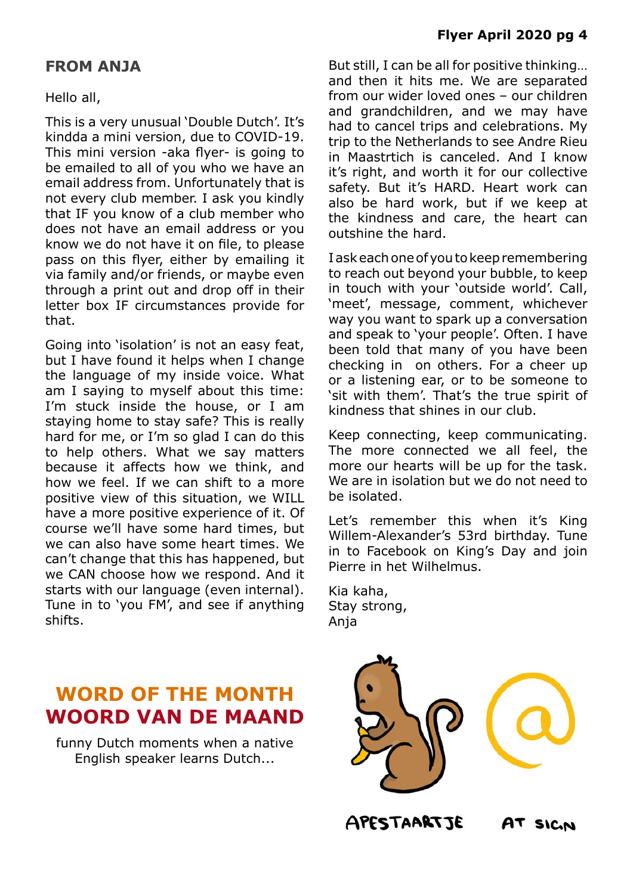## FROM ANJA

Hello all,

This is a very unusual 'Double Dutch'. It's kindda a mini version, due to COVID-19. This mini version -aka flyer- is going to be emailed to all of you who we have an email address from. Unfortunately that is not every club member. I ask you kindly that IF you know of a club member who does not have an email address or you know we do not have it on file, to please pass on this flyer, either by emailing it via family and/or friends, or maybe even through a print out and drop off in their letter box IF circumstances provide for that.

Going into 'isolation' is not an easy feat, but I have found it helps when I change the language of my inside voice. What am I saying to myself about this time: I'm stuck inside the house, or I am staying home to stay safe? This is really hard for me, or I'm so glad I can do this to help others. What we say matters because it affects how we think, and how we feel. If we can shift to a more positive view of this situation, we WILL have a more positive experience of it. Of course we'll have some hard times, but we can also have some heart times. We can't change that this has happened, but we CAN choose how we respond. And it starts with our language (even internal). Tune in to 'you FM', and see if anything shifts.

But still, I can be all for positive thinking… and then it hits me. We are separated from our wider loved ones – our children and grandchildren, and we may have had to cancel trips and celebrations. My trip to the Netherlands to see Andre Rieu in Maastrtich is canceled. And I know it's right, and worth it for our collective safety. But it's HARD. Heart work can also be hard work, but if we keep at the kindness and care, the heart can outshine the hard.

I ask each one of you to keep remembering to reach out beyond your bubble, to keep in touch with your 'outside world'. Call, 'meet', message, comment, whichever way you want to spark up a conversation and speak to 'your people'. Often. I have been told that many of you have been checking in on others. For a cheer up or a listening ear, or to be someone to 'sit with them'. That's the true spirit of kindness that shines in our club.

Keep connecting, keep communicating. The more connected we all feel, the more our hearts will be up for the task. We are in isolation but we do not need to be isolated.

Let's remember this when it's King Willem-Alexander's 53rd birthday. Tune in to Facebook on King's Day and join Pierre in het Wilhelmus.

Kia kaha,
Stay strong,
Anja

## WORD OF THE MONTH
## WOORD VAN DE MAAND

funny Dutch moments when a native English speaker learns Dutch...

APESTAARTJE

AT SIGN